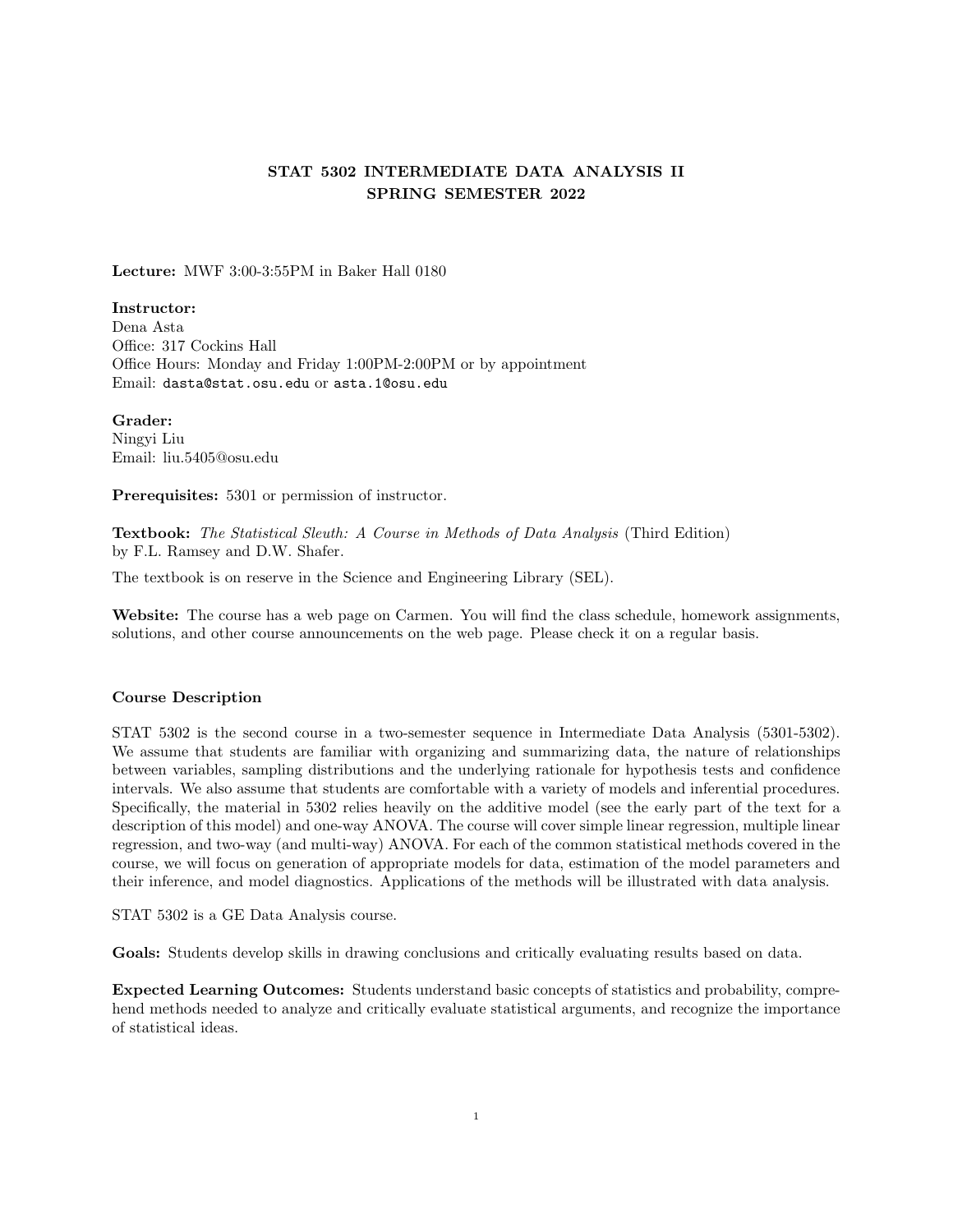# STAT 5302 INTERMEDIATE DATA ANALYSIS II
## SPRING SEMESTER 2022

**Lecture:** MWF 3:00-3:55PM in Baker Hall 0180

**Instructor:**
Dena Asta
Office: 317 Cockins Hall
Office Hours: Monday and Friday 1:00PM-2:00PM or by appointment
Email: dasta@stat.osu.edu or asta.1@osu.edu

**Grader:**
Ningyi Liu
Email: liu.5405@osu.edu

**Prerequisites:** 5301 or permission of instructor.

**Textbook:** *The Statistical Sleuth: A Course in Methods of Data Analysis* (Third Edition) by F.L. Ramsey and D.W. Shafer.

The textbook is on reserve in the Science and Engineering Library (SEL).

**Website:** The course has a web page on Carmen. You will find the class schedule, homework assignments, solutions, and other course announcements on the web page. Please check it on a regular basis.

### Course Description

STAT 5302 is the second course in a two-semester sequence in Intermediate Data Analysis (5301-5302). We assume that students are familiar with organizing and summarizing data, the nature of relationships between variables, sampling distributions and the underlying rationale for hypothesis tests and confidence intervals. We also assume that students are comfortable with a variety of models and inferential procedures. Specifically, the material in 5302 relies heavily on the additive model (see the early part of the text for a description of this model) and one-way ANOVA. The course will cover simple linear regression, multiple linear regression, and two-way (and multi-way) ANOVA. For each of the common statistical methods covered in the course, we will focus on generation of appropriate models for data, estimation of the model parameters and their inference, and model diagnostics. Applications of the methods will be illustrated with data analysis.

STAT 5302 is a GE Data Analysis course.

**Goals:** Students develop skills in drawing conclusions and critically evaluating results based on data.

**Expected Learning Outcomes:** Students understand basic concepts of statistics and probability, comprehend methods needed to analyze and critically evaluate statistical arguments, and recognize the importance of statistical ideas.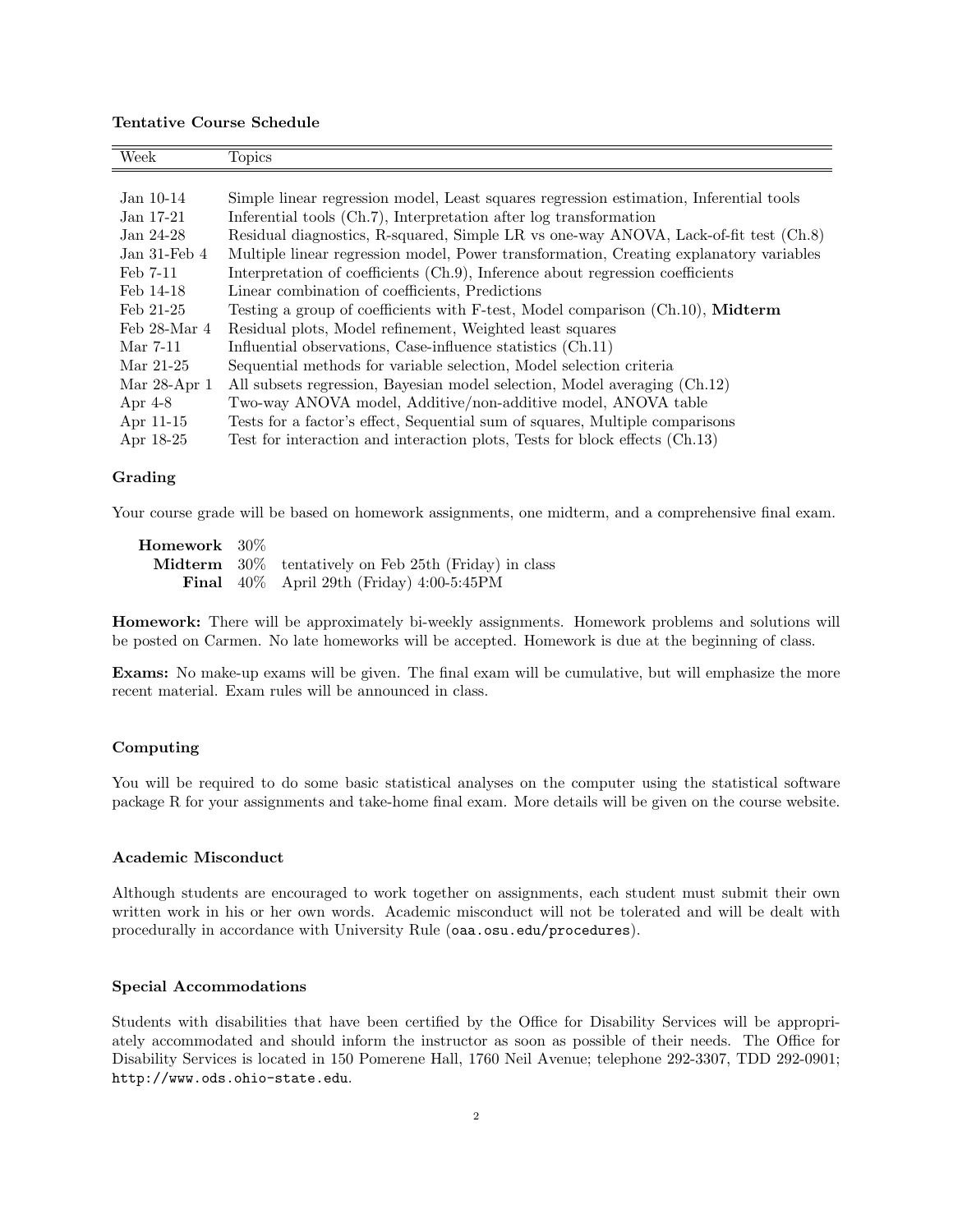### Tentative Course Schedule

| Week | Topics |
|---|---|
| Jan 10-14 | Simple linear regression model, Least squares regression estimation, Inferential tools |
| Jan 17-21 | Inferential tools (Ch.7), Interpretation after log transformation |
| Jan 24-28 | Residual diagnostics, R-squared, Simple LR vs one-way ANOVA, Lack-of-fit test (Ch.8) |
| Jan 31-Feb 4 | Multiple linear regression model, Power transformation, Creating explanatory variables |
| Feb 7-11 | Interpretation of coefficients (Ch.9), Inference about regression coefficients |
| Feb 14-18 | Linear combination of coefficients, Predictions |
| Feb 21-25 | Testing a group of coefficients with F-test, Model comparison (Ch.10), **Midterm** |
| Feb 28-Mar 4 | Residual plots, Model refinement, Weighted least squares |
| Mar 7-11 | Influential observations, Case-influence statistics (Ch.11) |
| Mar 21-25 | Sequential methods for variable selection, Model selection criteria |
| Mar 28-Apr 1 | All subsets regression, Bayesian model selection, Model averaging (Ch.12) |
| Apr 4-8 | Two-way ANOVA model, Additive/non-additive model, ANOVA table |
| Apr 11-15 | Tests for a factor's effect, Sequential sum of squares, Multiple comparisons |
| Apr 18-25 | Test for interaction and interaction plots, Tests for block effects (Ch.13) |

### Grading

Your course grade will be based on homework assignments, one midterm, and a comprehensive final exam.

| | | |
|---|---|---|
| **Homework** | 30% | |
| **Midterm** | 30% | tentatively on Feb 25th (Friday) in class |
| **Final** | 40% | April 29th (Friday) 4:00-5:45PM |

**Homework:** There will be approximately bi-weekly assignments. Homework problems and solutions will be posted on Carmen. No late homeworks will be accepted. Homework is due at the beginning of class.

**Exams:** No make-up exams will be given. The final exam will be cumulative, but will emphasize the more recent material. Exam rules will be announced in class.

### Computing

You will be required to do some basic statistical analyses on the computer using the statistical software package R for your assignments and take-home final exam. More details will be given on the course website.

### Academic Misconduct

Although students are encouraged to work together on assignments, each student must submit their own written work in his or her own words. Academic misconduct will not be tolerated and will be dealt with procedurally in accordance with University Rule (oaa.osu.edu/procedures).

### Special Accommodations

Students with disabilities that have been certified by the Office for Disability Services will be appropriately accommodated and should inform the instructor as soon as possible of their needs. The Office for Disability Services is located in 150 Pomerene Hall, 1760 Neil Avenue; telephone 292-3307, TDD 292-0901; http://www.ods.ohio-state.edu.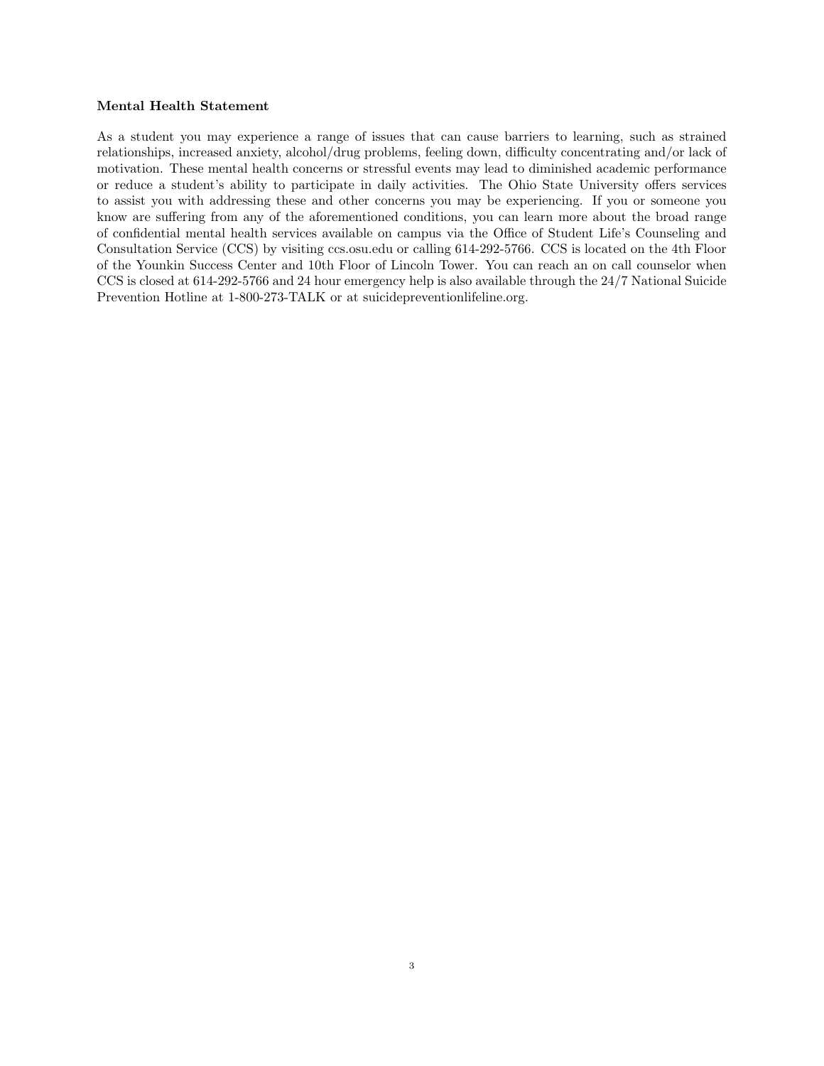**Mental Health Statement**

As a student you may experience a range of issues that can cause barriers to learning, such as strained relationships, increased anxiety, alcohol/drug problems, feeling down, difficulty concentrating and/or lack of motivation. These mental health concerns or stressful events may lead to diminished academic performance or reduce a student's ability to participate in daily activities. The Ohio State University offers services to assist you with addressing these and other concerns you may be experiencing. If you or someone you know are suffering from any of the aforementioned conditions, you can learn more about the broad range of confidential mental health services available on campus via the Office of Student Life's Counseling and Consultation Service (CCS) by visiting ccs.osu.edu or calling 614-292-5766. CCS is located on the 4th Floor of the Younkin Success Center and 10th Floor of Lincoln Tower. You can reach an on call counselor when CCS is closed at 614-292-5766 and 24 hour emergency help is also available through the 24/7 National Suicide Prevention Hotline at 1-800-273-TALK or at suicidepreventionlifeline.org.